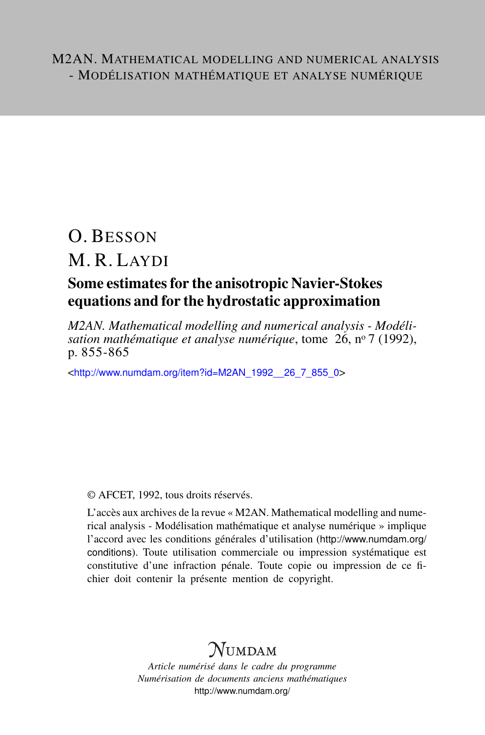M2AN. Mathematical modelling and numerical analysis - Modélisation mathématique et analyse numérique

# O. Besson

# M. R. Laydi

## Some estimates for the anisotropic Navier-Stokes equations and for the hydrostatic approximation

*M2AN. Mathematical modelling and numerical analysis - Modélisation mathématique et analyse numérique*, tome 26, n° 7 (1992), p. 855-865

<http://www.numdam.org/item?id=M2AN_1992__26_7_855_0>

© AFCET, 1992, tous droits réservés.

L'accès aux archives de la revue « M2AN. Mathematical modelling and numerical analysis - Modélisation mathématique et analyse numérique » implique l'accord avec les conditions générales d'utilisation (http://www.numdam.org/conditions). Toute utilisation commerciale ou impression systématique est constitutive d'une infraction pénale. Toute copie ou impression de ce fichier doit contenir la présente mention de copyright.

NUMDAM

*Article numérisé dans le cadre du programme*
*Numérisation de documents anciens mathématiques*
http://www.numdam.org/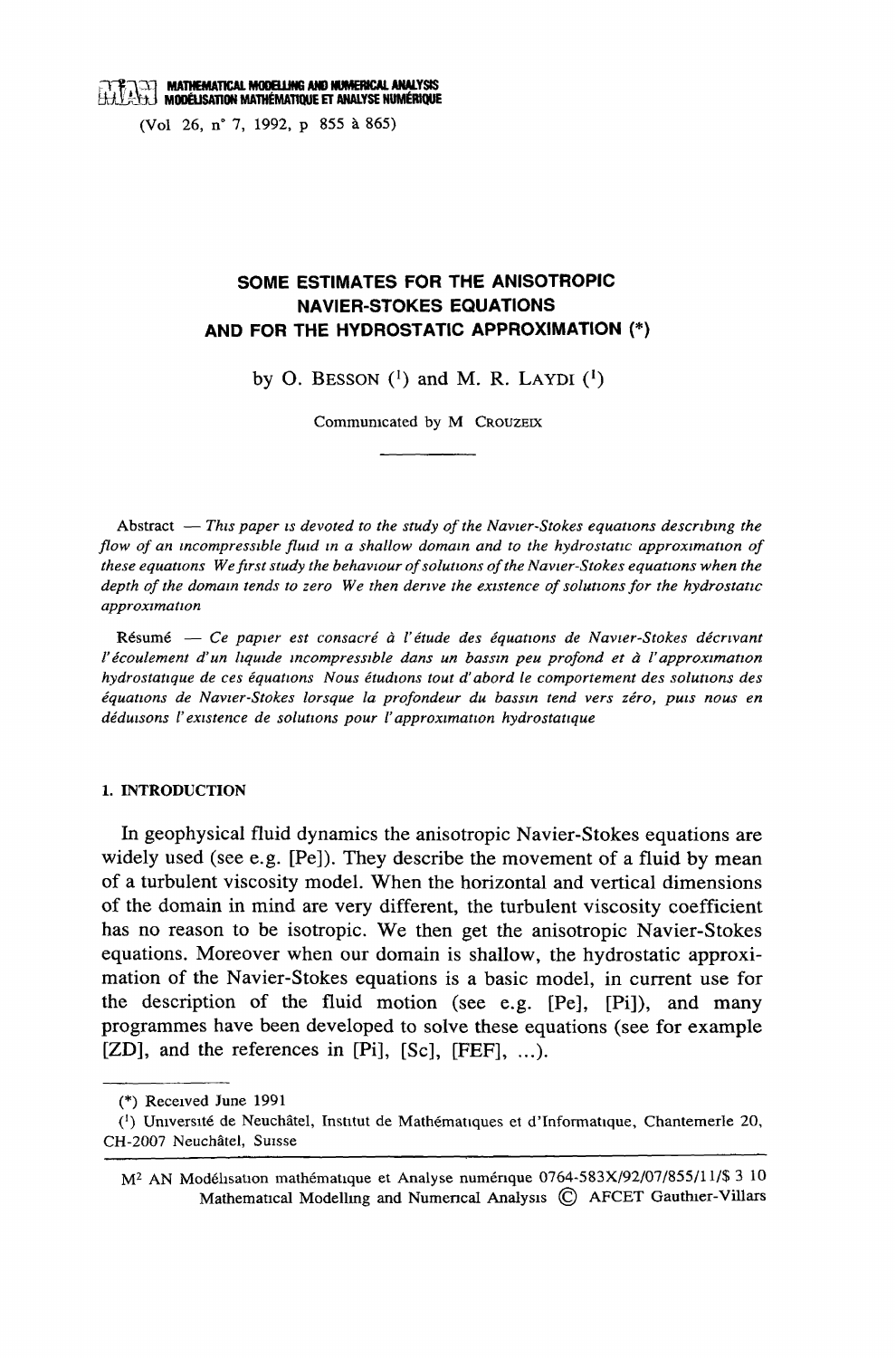# SOME ESTIMATES FOR THE ANISOTROPIC NAVIER-STOKES EQUATIONS AND FOR THE HYDROSTATIC APPROXIMATION (*)

by O. BESSON ([1]) and M. R. LAYDI ([1])

Communicated by M CROUZEIX

---

Abstract — *This paper is devoted to the study of the Navier-Stokes equations describing the flow of an incompressible fluid in a shallow domain and to the hydrostatic approximation of these equations We first study the behaviour of solutions of the Navier-Stokes equations when the depth of the domain tends to zero We then derive the existence of solutions for the hydrostatic approximation*

Résumé — *Ce papier est consacré à l'étude des équations de Navier-Stokes décrivant l'écoulement d'un liquide incompressible dans un bassin peu profond et à l'approximation hydrostatique de ces équations Nous étudions tout d'abord le comportement des solutions des équations de Navier-Stokes lorsque la profondeur du bassin tend vers zéro, puis nous en déduisons l'existence de solutions pour l'approximation hydrostatique*

## 1. INTRODUCTION

In geophysical fluid dynamics the anisotropic Navier-Stokes equations are widely used (see e.g. [Pe]). They describe the movement of a fluid by mean of a turbulent viscosity model. When the horizontal and vertical dimensions of the domain in mind are very different, the turbulent viscosity coefficient has no reason to be isotropic. We then get the anisotropic Navier-Stokes equations. Moreover when our domain is shallow, the hydrostatic approximation of the Navier-Stokes equations is a basic model, in current use for the description of the fluid motion (see e.g. [Pe], [Pi]), and many programmes have been developed to solve these equations (see for example [ZD], and the references in [Pi], [Sc], [FEF], ...).

---

(*) Received June 1991

([1]) Université de Neuchâtel, Institut de Mathématiques et d'Informatique, Chantemerle 20, CH-2007 Neuchâtel, Suisse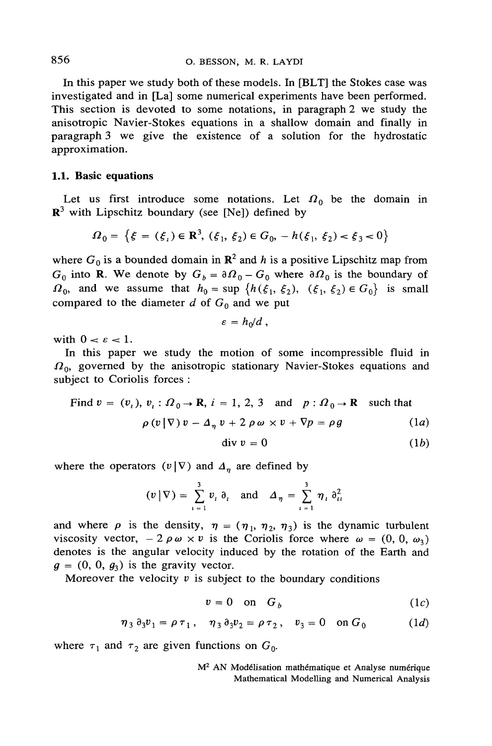In this paper we study both of these models. In [BLT] the Stokes case was investigated and in [La] some numerical experiments have been performed. This section is devoted to some notations, in paragraph 2 we study the anisotropic Navier-Stokes equations in a shallow domain and finally in paragraph 3 we give the existence of a solution for the hydrostatic approximation.

### 1.1. Basic equations

Let us first introduce some notations. Let $\Omega_0$ be the domain in $\mathbf{R}^3$ with Lipschitz boundary (see [Ne]) defined by

$$\Omega_0 = \left\{ \xi = (\xi_i) \in \mathbf{R}^3,\ (\xi_1, \xi_2) \in G_0,\ - h(\xi_1, \xi_2) < \xi_3 < 0 \right\}$$

where $G_0$ is a bounded domain in $\mathbf{R}^2$ and $h$ is a positive Lipschitz map from $G_0$ into $\mathbf{R}$. We denote by $G_b = \partial\Omega_0 - G_0$ where $\partial\Omega_0$ is the boundary of $\Omega_0$, and we assume that $h_0 = \sup \left\{ h(\xi_1, \xi_2),\ (\xi_1, \xi_2) \in G_0 \right\}$ is small compared to the diameter $d$ of $G_0$ and we put

$$\varepsilon = h_0/d\,,$$

with $0 < \varepsilon < 1$.

In this paper we study the motion of some incompressible fluid in $\Omega_0$, governed by the anisotropic stationary Navier-Stokes equations and subject to Coriolis forces :

Find $v = (v_i)$, $v_i : \Omega_0 \to \mathbf{R}$, $i = 1, 2, 3$ and $p : \Omega_0 \to \mathbf{R}$ such that

$$\rho\,(v\,|\,\nabla)\,v - \Delta_\eta\, v + 2\,\rho\,\omega \times v + \nabla p = \rho g \tag{1a}$$

$$\operatorname{div} v = 0 \tag{1b}$$

where the operators $(v\,|\,\nabla)$ and $\Delta_\eta$ are defined by

$$(v\,|\,\nabla) = \sum_{i=1}^{3} v_i\,\partial_i \quad \text{and} \quad \Delta_\eta = \sum_{i=1}^{3} \eta_i\,\partial_{ii}^2$$

and where $\rho$ is the density, $\eta = (\eta_1, \eta_2, \eta_3)$ is the dynamic turbulent viscosity vector, $-2\,\rho\,\omega \times v$ is the Coriolis force where $\omega = (0, 0, \omega_3)$ denotes is the angular velocity induced by the rotation of the Earth and $g = (0, 0, g_3)$ is the gravity vector.

Moreover the velocity $v$ is subject to the boundary conditions

$$v = 0 \quad \text{on} \quad G_b \tag{1c}$$

$$\eta_3\,\partial_3 v_1 = \rho\,\tau_1\,, \quad \eta_3\,\partial_3 v_2 = \rho\,\tau_2\,, \quad v_3 = 0 \quad \text{on}\, G_0 \tag{1d}$$

where $\tau_1$ and $\tau_2$ are given functions on $G_0$.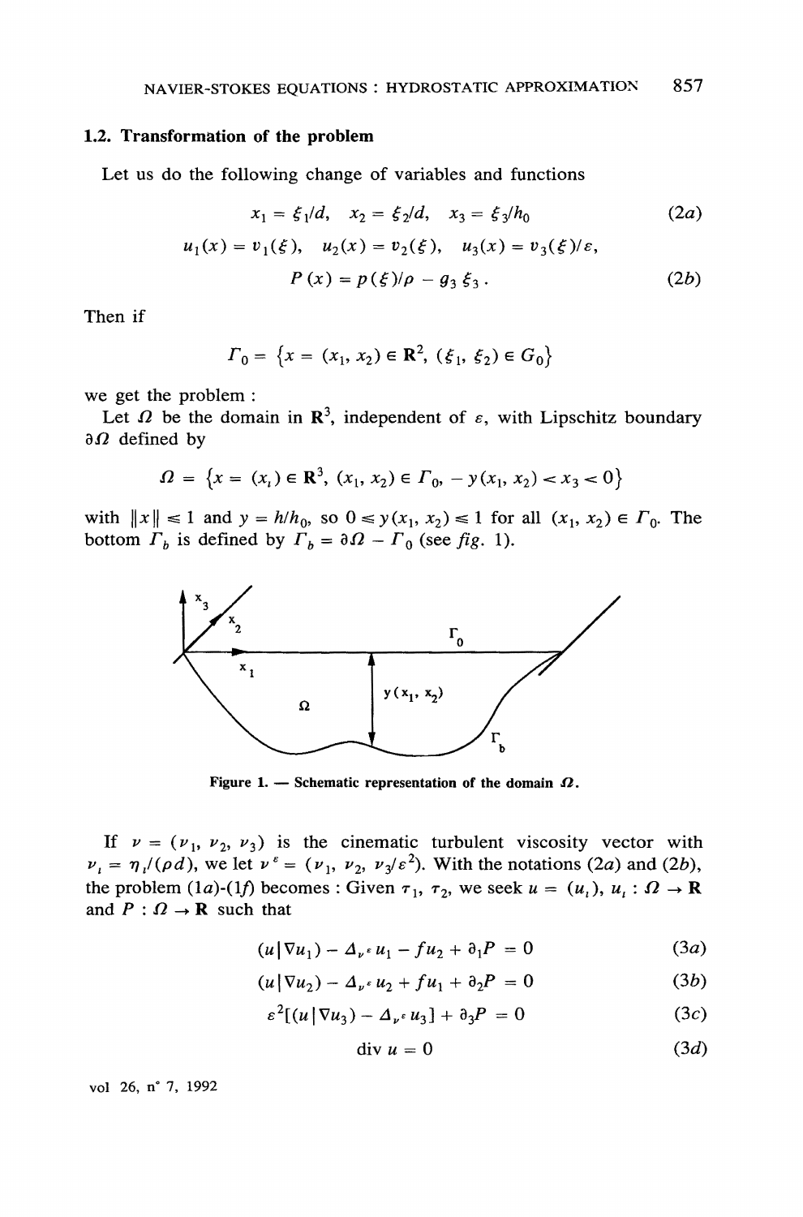### 1.2. Transformation of the problem

Let us do the following change of variables and functions

$$x_1 = \xi_1/d, \quad x_2 = \xi_2/d, \quad x_3 = \xi_3/h_0 \tag{2a}$$

$$u_1(x) = v_1(\xi), \quad u_2(x) = v_2(\xi), \quad u_3(x) = v_3(\xi)/\varepsilon,$$

$$P(x) = p(\xi)/\rho - g_3\,\xi_3\,. \tag{2b}$$

Then if

$$\Gamma_0 = \{x = (x_1, x_2) \in \mathbf{R}^2,\ (\xi_1, \xi_2) \in G_0\}$$

we get the problem :

Let $\Omega$ be the domain in $\mathbf{R}^3$, independent of $\varepsilon$, with Lipschitz boundary $\partial\Omega$ defined by

$$\Omega = \{x = (x_i) \in \mathbf{R}^3,\ (x_1, x_2) \in \Gamma_0,\ -y(x_1, x_2) < x_3 < 0\}$$

with $\|x\| \leq 1$ and $y = h/h_0$, so $0 \leq y(x_1, x_2) \leq 1$ for all $(x_1, x_2) \in \Gamma_0$. The bottom $\Gamma_b$ is defined by $\Gamma_b = \partial\Omega - \Gamma_0$ (see *fig.* 1).

x3
x2
x1
Γ0
Ω
y(x1, x2)
Γb

Figure 1. — Schematic representation of the domain $\Omega$.

If $\nu = (\nu_1, \nu_2, \nu_3)$ is the cinematic turbulent viscosity vector with $\nu_i = \eta_i/(\rho d)$, we let $\nu^\varepsilon = (\nu_1, \nu_2, \nu_3/\varepsilon^2)$. With the notations (2a) and (2b), the problem (1a)-(1f) becomes : Given $\tau_1$, $\tau_2$, we seek $u = (u_i)$, $u_i : \Omega \to \mathbf{R}$ and $P : \Omega \to \mathbf{R}$ such that

$$(u\,|\,\nabla u_1) - \Delta_{\nu^\varepsilon} u_1 - f u_2 + \partial_1 P = 0 \tag{3a}$$

$$(u\,|\,\nabla u_2) - \Delta_{\nu^\varepsilon} u_2 + f u_1 + \partial_2 P = 0 \tag{3b}$$

$$\varepsilon^2[(u\,|\,\nabla u_3) - \Delta_{\nu^\varepsilon} u_3] + \partial_3 P = 0 \tag{3c}$$

$$\operatorname{div} u = 0 \tag{3d}$$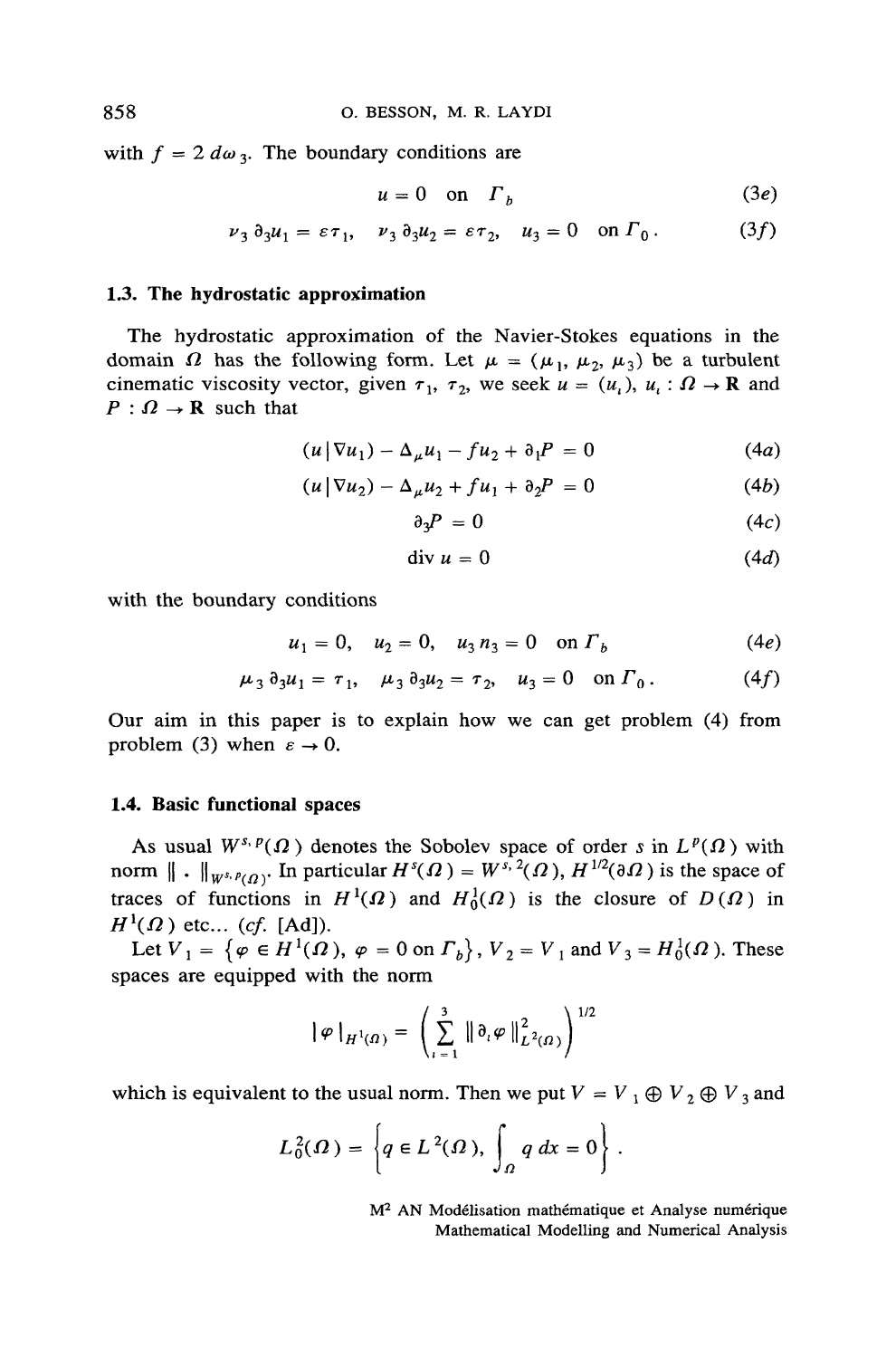with $f = 2\, d\omega_3$. The boundary conditions are

$$u = 0 \quad \text{on } \Gamma_b \tag{3e}$$

$$\nu_3\, \partial_3 u_1 = \varepsilon \tau_1, \quad \nu_3\, \partial_3 u_2 = \varepsilon \tau_2, \quad u_3 = 0 \quad \text{on } \Gamma_0 . \tag{3f}$$

### 1.3. The hydrostatic approximation

The hydrostatic approximation of the Navier-Stokes equations in the domain $\Omega$ has the following form. Let $\mu = (\mu_1, \mu_2, \mu_3)$ be a turbulent cinematic viscosity vector, given $\tau_1$, $\tau_2$, we seek $u = (u_i)$, $u_i : \Omega \to \mathbf{R}$ and $P : \Omega \to \mathbf{R}$ such that

$$(u \,|\, \nabla u_1) - \Delta_\mu u_1 - f u_2 + \partial_1 P = 0 \tag{4a}$$

$$(u \,|\, \nabla u_2) - \Delta_\mu u_2 + f u_1 + \partial_2 P = 0 \tag{4b}$$

$$\partial_3 P = 0 \tag{4c}$$

$$\operatorname{div} u = 0 \tag{4d}$$

with the boundary conditions

$$u_1 = 0, \quad u_2 = 0, \quad u_3 n_3 = 0 \quad \text{on } \Gamma_b \tag{4e}$$

$$\mu_3\, \partial_3 u_1 = \tau_1, \quad \mu_3\, \partial_3 u_2 = \tau_2, \quad u_3 = 0 \quad \text{on } \Gamma_0 . \tag{4f}$$

Our aim in this paper is to explain how we can get problem (4) from problem (3) when $\varepsilon \to 0$.

### 1.4. Basic functional spaces

As usual $W^{s,p}(\Omega)$ denotes the Sobolev space of order $s$ in $L^p(\Omega)$ with norm $\| \cdot \|_{W^{s,p}(\Omega)}$. In particular $H^s(\Omega) = W^{s,2}(\Omega)$, $H^{1/2}(\partial\Omega)$ is the space of traces of functions in $H^1(\Omega)$ and $H_0^1(\Omega)$ is the closure of $D(\Omega)$ in $H^1(\Omega)$ etc... (*cf.* [Ad]).

Let $V_1 = \{\varphi \in H^1(\Omega),\ \varphi = 0 \text{ on } \Gamma_b\}$, $V_2 = V_1$ and $V_3 = H_0^1(\Omega)$. These spaces are equipped with the norm

$$|\varphi|_{H^1(\Omega)} = \left( \sum_{i=1}^{3} \| \partial_i \varphi \|^2_{L^2(\Omega)} \right)^{1/2}$$

which is equivalent to the usual norm. Then we put $V = V_1 \oplus V_2 \oplus V_3$ and

$$L_0^2(\Omega) = \left\{ q \in L^2(\Omega),\ \int_\Omega q \, dx = 0 \right\} .$$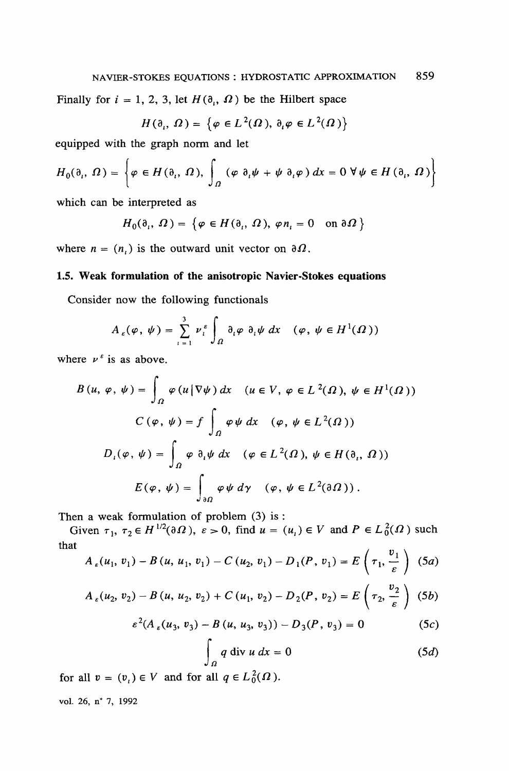Finally for $i = 1, 2, 3$, let $H(\partial_i, \Omega)$ be the Hilbert space

$$H(\partial_i, \Omega) = \{\varphi \in L^2(\Omega), \partial_i \varphi \in L^2(\Omega)\}$$

equipped with the graph norm and let

$$H_0(\partial_i, \Omega) = \left\{\varphi \in H(\partial_i, \Omega), \int_\Omega (\varphi\, \partial_i \psi + \psi\, \partial_i \varphi)\, dx = 0\ \forall \psi \in H(\partial_i, \Omega)\right\}$$

which can be interpreted as

$$H_0(\partial_i, \Omega) = \{\varphi \in H(\partial_i, \Omega), \varphi n_i = 0 \quad \text{on } \partial\Omega\}$$

where $n = (n_i)$ is the outward unit vector on $\partial\Omega$.

### 1.5. Weak formulation of the anisotropic Navier-Stokes equations

Consider now the following functionals

$$A_\varepsilon(\varphi, \psi) = \sum_{i=1}^{3} \nu_i^\varepsilon \int_\Omega \partial_i \varphi\, \partial_i \psi\, dx \quad (\varphi, \psi \in H^1(\Omega))$$

where $\nu^\varepsilon$ is as above.

$$B(u, \varphi, \psi) = \int_\Omega \varphi (u | \nabla \psi)\, dx \quad (u \in V,\ \varphi \in L^2(\Omega),\ \psi \in H^1(\Omega))$$

$$C(\varphi, \psi) = f \int_\Omega \varphi \psi\, dx \quad (\varphi, \psi \in L^2(\Omega))$$

$$D_i(\varphi, \psi) = \int_\Omega \varphi\, \partial_i \psi\, dx \quad (\varphi \in L^2(\Omega),\ \psi \in H(\partial_i, \Omega))$$

$$E(\varphi, \psi) = \int_{\partial\Omega} \varphi \psi\, d\gamma \quad (\varphi, \psi \in L^2(\partial\Omega)).$$

Then a weak formulation of problem (3) is :

Given $\tau_1, \tau_2 \in H^{1/2}(\partial\Omega)$, $\varepsilon > 0$, find $u = (u_i) \in V$ and $P \in L_0^2(\Omega)$ such that

$$A_\varepsilon(u_1, v_1) - B(u, u_1, v_1) - C(u_2, v_1) - D_1(P, v_1) = E\left(\tau_1, \frac{v_1}{\varepsilon}\right) \quad (5a)$$

$$A_\varepsilon(u_2, v_2) - B(u, u_2, v_2) + C(u_1, v_2) - D_2(P, v_2) = E\left(\tau_2, \frac{v_2}{\varepsilon}\right) \quad (5b)$$

$$\varepsilon^2 (A_\varepsilon(u_3, v_3) - B(u, u_3, v_3)) - D_3(P, v_3) = 0 \quad (5c)$$

$$\int_\Omega q \operatorname{div} u\, dx = 0 \quad (5d)$$

for all $v = (v_i) \in V$ and for all $q \in L_0^2(\Omega)$.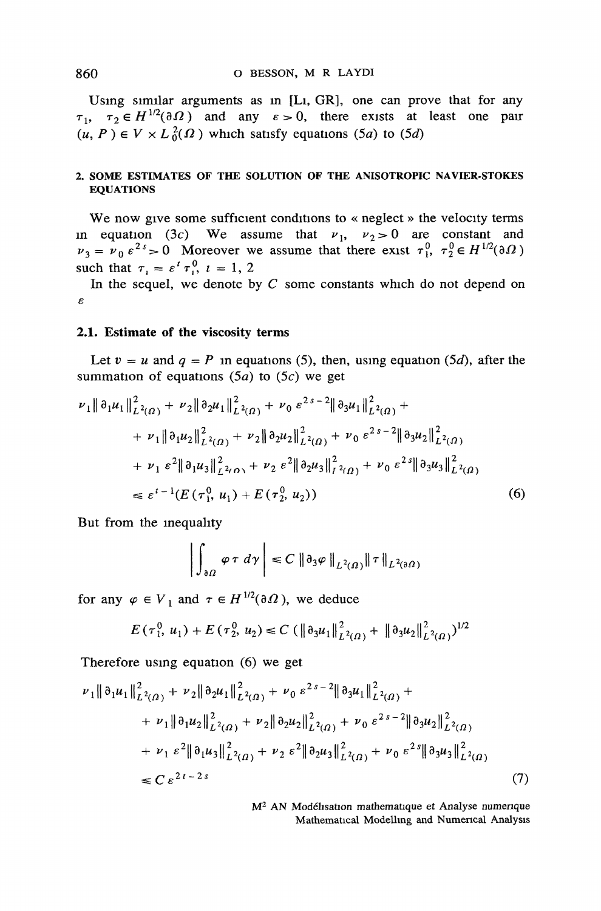Using similar arguments as in [Li, GR], one can prove that for any $\tau_1, \tau_2 \in H^{1/2}(\partial\Omega)$ and any $\varepsilon > 0$, there exists at least one pair $(u, P) \in V \times L_0^2(\Omega)$ which satisfy equations (5a) to (5d)

## 2. SOME ESTIMATES OF THE SOLUTION OF THE ANISOTROPIC NAVIER-STOKES EQUATIONS

We now give some sufficient conditions to « neglect » the velocity terms in equation (3c) We assume that $\nu_1, \nu_2 > 0$ are constant and $\nu_3 = \nu_0 \varepsilon^{2s} > 0$ Moreover we assume that there exist $\tau_1^0, \tau_2^0 \in H^{1/2}(\partial\Omega)$ such that $\tau_i = \varepsilon^t \tau_i^0$, $i = 1, 2$

In the sequel, we denote by $C$ some constants which do not depend on $\varepsilon$

### 2.1. Estimate of the viscosity terms

Let $v = u$ and $q = P$ in equations (5), then, using equation (5d), after the summation of equations (5a) to (5c) we get

$$
\begin{aligned}
&\nu_1 \|\partial_1 u_1\|^2_{L^2(\Omega)} + \nu_2 \|\partial_2 u_1\|^2_{L^2(\Omega)} + \nu_0\, \varepsilon^{2s-2} \|\partial_3 u_1\|^2_{L^2(\Omega)} + \\
&\quad + \nu_1 \|\partial_1 u_2\|^2_{L^2(\Omega)} + \nu_2 \|\partial_2 u_2\|^2_{L^2(\Omega)} + \nu_0\, \varepsilon^{2s-2} \|\partial_3 u_2\|^2_{L^2(\Omega)} \\
&\quad + \nu_1\, \varepsilon^2 \|\partial_1 u_3\|^2_{L^2(\Omega)} + \nu_2\, \varepsilon^2 \|\partial_2 u_3\|^2_{L^2(\Omega)} + \nu_0\, \varepsilon^{2s} \|\partial_3 u_3\|^2_{L^2(\Omega)} \\
&\quad \leq \varepsilon^{t-1} \left( E(\tau_1^0, u_1) + E(\tau_2^0, u_2) \right)
\end{aligned}
\tag{6}
$$

But from the inequality

$$
\left| \int_{\partial\Omega} \varphi \tau \, d\gamma \right| \leq C \, \|\partial_3 \varphi\|_{L^2(\Omega)} \|\tau\|_{L^2(\partial\Omega)}
$$

for any $\varphi \in V_1$ and $\tau \in H^{1/2}(\partial\Omega)$, we deduce

$$
E(\tau_1^0, u_1) + E(\tau_2^0, u_2) \leq C \left( \|\partial_3 u_1\|^2_{L^2(\Omega)} + \|\partial_3 u_2\|^2_{L^2(\Omega)} \right)^{1/2}
$$

Therefore using equation (6) we get

$$
\begin{aligned}
&\nu_1 \|\partial_1 u_1\|^2_{L^2(\Omega)} + \nu_2 \|\partial_2 u_1\|^2_{L^2(\Omega)} + \nu_0\, \varepsilon^{2s-2} \|\partial_3 u_1\|^2_{L^2(\Omega)} + \\
&\quad + \nu_1 \|\partial_1 u_2\|^2_{L^2(\Omega)} + \nu_2 \|\partial_2 u_2\|^2_{L^2(\Omega)} + \nu_0\, \varepsilon^{2s-2} \|\partial_3 u_2\|^2_{L^2(\Omega)} \\
&\quad + \nu_1\, \varepsilon^2 \|\partial_1 u_3\|^2_{L^2(\Omega)} + \nu_2\, \varepsilon^2 \|\partial_2 u_3\|^2_{L^2(\Omega)} + \nu_0\, \varepsilon^{2s} \|\partial_3 u_3\|^2_{L^2(\Omega)} \\
&\quad \leq C \varepsilon^{2t-2s}
\end{aligned}
\tag{7}
$$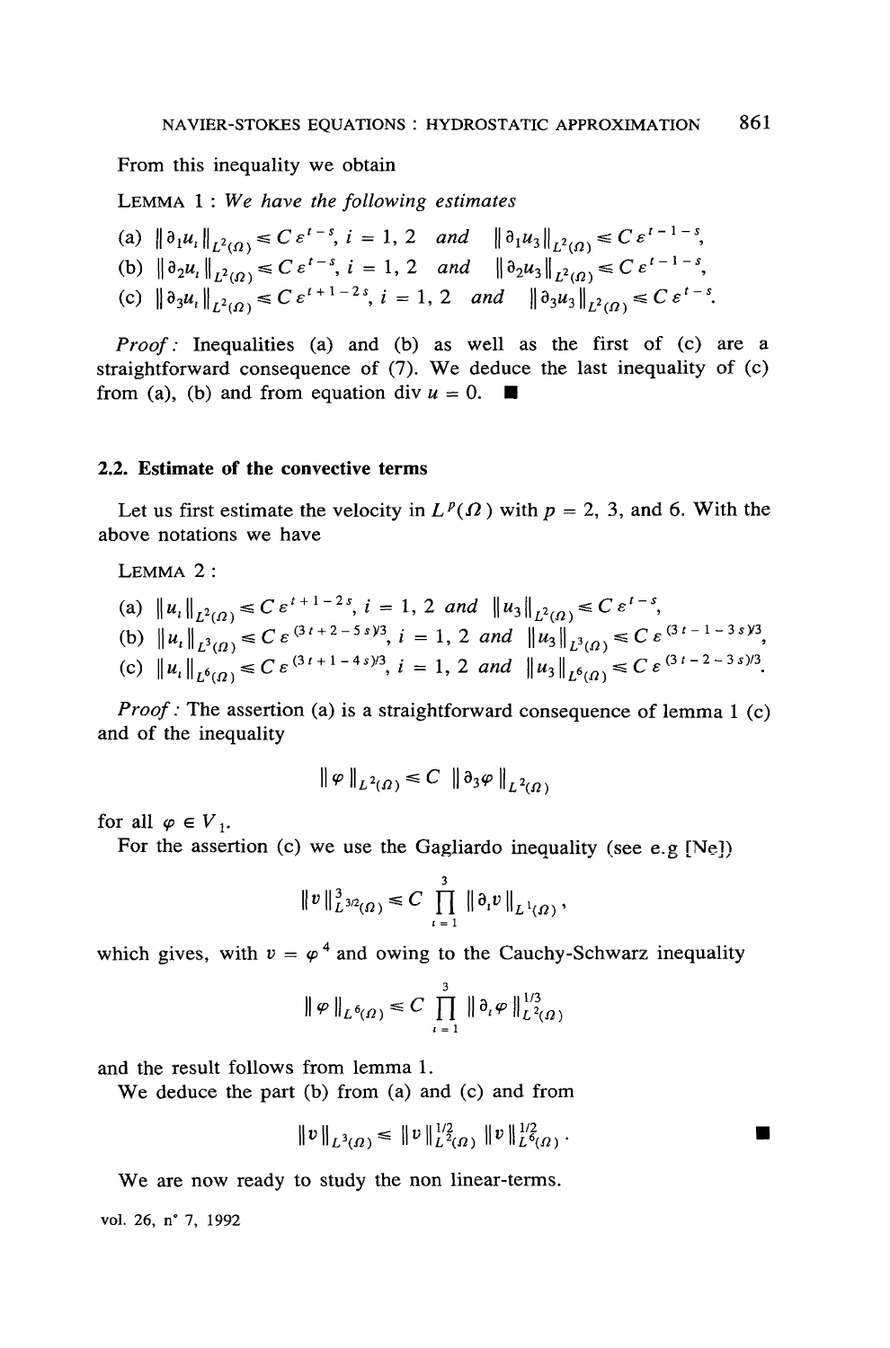From this inequality we obtain

LEMMA 1 : *We have the following estimates*

(a) $\|\partial_1 u_i\|_{L^2(\Omega)} \leq C\varepsilon^{t-s}$, $i = 1, 2$ *and* $\|\partial_1 u_3\|_{L^2(\Omega)} \leq C\varepsilon^{t-1-s}$,

(b) $\|\partial_2 u_i\|_{L^2(\Omega)} \leq C\varepsilon^{t-s}$, $i = 1, 2$ *and* $\|\partial_2 u_3\|_{L^2(\Omega)} \leq C\varepsilon^{t-1-s}$,

(c) $\|\partial_3 u_i\|_{L^2(\Omega)} \leq C\varepsilon^{t+1-2s}$, $i = 1, 2$ *and* $\|\partial_3 u_3\|_{L^2(\Omega)} \leq C\varepsilon^{t-s}$.

*Proof:* Inequalities (a) and (b) as well as the first of (c) are a straightforward consequence of (7). We deduce the last inequality of (c) from (a), (b) and from equation div $u = 0$. ∎

### 2.2. Estimate of the convective terms

Let us first estimate the velocity in $L^p(\Omega)$ with $p = 2$, 3, and 6. With the above notations we have

LEMMA 2 :

(a) $\|u_i\|_{L^2(\Omega)} \leq C\varepsilon^{t+1-2s}$, $i = 1, 2$ *and* $\|u_3\|_{L^2(\Omega)} \leq C\varepsilon^{t-s}$,

(b) $\|u_i\|_{L^3(\Omega)} \leq C\varepsilon^{(3t+2-5s)/3}$, $i = 1, 2$ *and* $\|u_3\|_{L^3(\Omega)} \leq C\varepsilon^{(3t-1-3s)/3}$,

(c) $\|u_i\|_{L^6(\Omega)} \leq C\varepsilon^{(3t+1-4s)/3}$, $i = 1, 2$ *and* $\|u_3\|_{L^6(\Omega)} \leq C\varepsilon^{(3t-2-3s)/3}$.

*Proof:* The assertion (a) is a straightforward consequence of lemma 1 (c) and of the inequality

$$\|\varphi\|_{L^2(\Omega)} \leq C\ \|\partial_3\varphi\|_{L^2(\Omega)}$$

for all $\varphi \in V_1$.

For the assertion (c) we use the Gagliardo inequality (see e.g [Ne])

$$\|v\|^3_{L^{3/2}(\Omega)} \leq C \prod_{i=1}^{3} \|\partial_i v\|_{L^1(\Omega)},$$

which gives, with $v = \varphi^4$ and owing to the Cauchy-Schwarz inequality

$$\|\varphi\|_{L^6(\Omega)} \leq C \prod_{i=1}^{3} \|\partial_i \varphi\|^{1/3}_{L^2(\Omega)}$$

and the result follows from lemma 1.

We deduce the part (b) from (a) and (c) and from

$$\|v\|_{L^3(\Omega)} \leq \|v\|^{1/2}_{L^2(\Omega)}\ \|v\|^{1/2}_{L^6(\Omega)}.$$

∎

We are now ready to study the non linear-terms.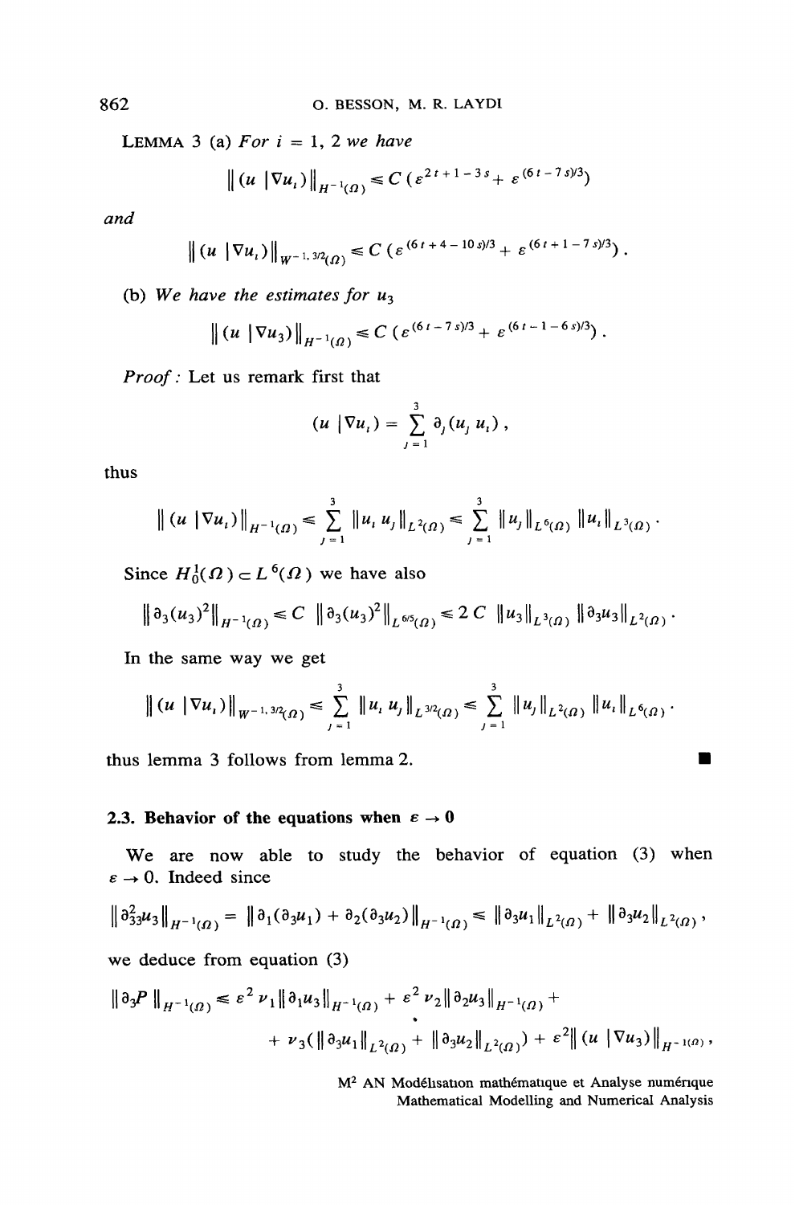LEMMA 3 (a) *For $i = 1, 2$ we have*

$$\| (u \mid \nabla u_i) \|_{H^{-1}(\Omega)} \leq C \left( \varepsilon^{2t+1-3s} + \varepsilon^{(6t-7s)/3} \right)$$

*and*

$$\| (u \mid \nabla u_i) \|_{W^{-1,3/2}(\Omega)} \leq C \left( \varepsilon^{(6t+4-10s)/3} + \varepsilon^{(6t+1-7s)/3} \right).$$

(b) *We have the estimates for $u_3$*

$$\| (u \mid \nabla u_3) \|_{H^{-1}(\Omega)} \leq C \left( \varepsilon^{(6t-7s)/3} + \varepsilon^{(6t-1-6s)/3} \right).$$

*Proof :* Let us remark first that

$$(u \mid \nabla u_i) = \sum_{j=1}^{3} \partial_j (u_j u_i),$$

thus

$$\| (u \mid \nabla u_i) \|_{H^{-1}(\Omega)} \leq \sum_{j=1}^{3} \| u_i u_j \|_{L^2(\Omega)} \leq \sum_{j=1}^{3} \| u_j \|_{L^6(\Omega)} \| u_i \|_{L^3(\Omega)}.$$

Since $H_0^1(\Omega) \subset L^6(\Omega)$ we have also

$$\| \partial_3 (u_3)^2 \|_{H^{-1}(\Omega)} \leq C \; \| \partial_3 (u_3)^2 \|_{L^{6/5}(\Omega)} \leq 2\, C \; \| u_3 \|_{L^3(\Omega)} \| \partial_3 u_3 \|_{L^2(\Omega)}.$$

In the same way we get

$$\| (u \mid \nabla u_i) \|_{W^{-1,3/2}(\Omega)} \leq \sum_{j=1}^{3} \| u_i u_j \|_{L^{3/2}(\Omega)} \leq \sum_{j=1}^{3} \| u_j \|_{L^2(\Omega)} \| u_i \|_{L^6(\Omega)}.$$

thus lemma 3 follows from lemma 2. ∎

### 2.3. Behavior of the equations when $\varepsilon \to 0$

We are now able to study the behavior of equation (3) when $\varepsilon \to 0$. Indeed since

$$\| \partial_{33}^2 u_3 \|_{H^{-1}(\Omega)} = \| \partial_1 (\partial_3 u_1) + \partial_2 (\partial_3 u_2) \|_{H^{-1}(\Omega)} \leq \| \partial_3 u_1 \|_{L^2(\Omega)} + \| \partial_3 u_2 \|_{L^2(\Omega)},$$

we deduce from equation (3)

$$\| \partial_3 P \|_{H^{-1}(\Omega)} \leq \varepsilon^2 \nu_1 \| \partial_1 u_3 \|_{H^{-1}(\Omega)} + \varepsilon^2 \nu_2 \| \partial_2 u_3 \|_{H^{-1}(\Omega)} + \nu_3 \left( \| \partial_3 u_1 \|_{L^2(\Omega)} + \| \partial_3 u_2 \|_{L^2(\Omega)} \right) + \varepsilon^2 \| (u \mid \nabla u_3) \|_{H^{-1}(\Omega)},$$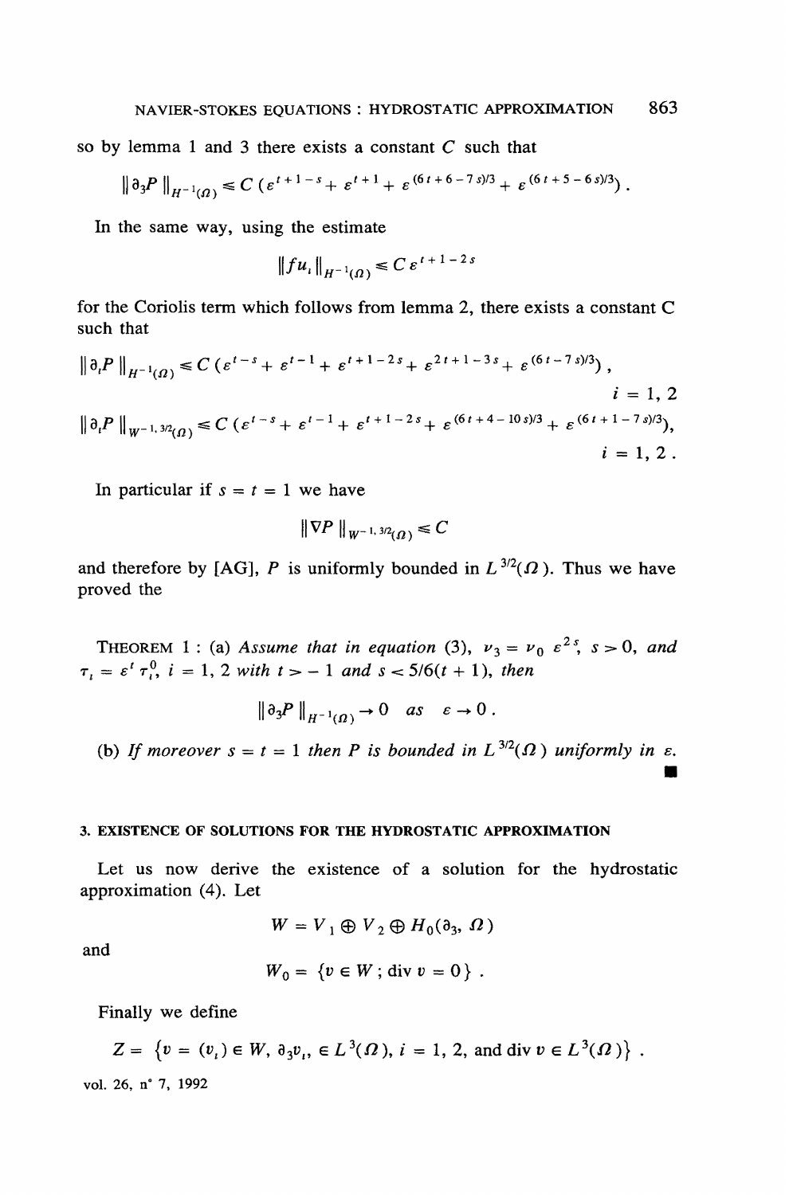so by lemma 1 and 3 there exists a constant $C$ such that

$$\| \partial_3 P \|_{H^{-1}(\Omega)} \leq C \left( \varepsilon^{t+1-s} + \varepsilon^{t+1} + \varepsilon^{(6t+6-7s)/3} + \varepsilon^{(6t+5-6s)/3} \right).$$

In the same way, using the estimate

$$\| f u_i \|_{H^{-1}(\Omega)} \leq C \varepsilon^{t+1-2s}$$

for the Coriolis term which follows from lemma 2, there exists a constant C such that

$$\| \partial_i P \|_{H^{-1}(\Omega)} \leq C \left( \varepsilon^{t-s} + \varepsilon^{t-1} + \varepsilon^{t+1-2s} + \varepsilon^{2t+1-3s} + \varepsilon^{(6t-7s)/3} \right), \quad i = 1, 2$$

$$\| \partial_i P \|_{W^{-1,3/2}(\Omega)} \leq C \left( \varepsilon^{t-s} + \varepsilon^{t-1} + \varepsilon^{t+1-2s} + \varepsilon^{(6t+4-10s)/3} + \varepsilon^{(6t+1-7s)/3} \right), \quad i = 1, 2.$$

In particular if $s = t = 1$ we have

$$\| \nabla P \|_{W^{-1,3/2}(\Omega)} \leq C$$

and therefore by [AG], $P$ is uniformly bounded in $L^{3/2}(\Omega)$. Thus we have proved the

THEOREM 1 : (a) *Assume that in equation* (3), $\nu_3 = \nu_0 \, \varepsilon^{2s}$, $s > 0$, *and* $\tau_i = \varepsilon^t \tau_i^0$, $i = 1, 2$ *with* $t > -1$ *and* $s < 5/6(t+1)$, *then*

$$\| \partial_3 P \|_{H^{-1}(\Omega)} \to 0 \quad as \quad \varepsilon \to 0 .$$

(b) *If moreover* $s = t = 1$ *then* $P$ *is bounded in* $L^{3/2}(\Omega)$ *uniformly in* $\varepsilon$. ∎

## 3. EXISTENCE OF SOLUTIONS FOR THE HYDROSTATIC APPROXIMATION

Let us now derive the existence of a solution for the hydrostatic approximation (4). Let

$$W = V_1 \oplus V_2 \oplus H_0(\partial_3, \Omega)$$

and

$$W_0 = \{ v \in W \, ; \, \operatorname{div} v = 0 \} .$$

Finally we define

$$Z = \{ v = (v_i) \in W, \ \partial_3 v_i, \in L^3(\Omega), \ i = 1, 2, \text{ and } \operatorname{div} v \in L^3(\Omega) \} .$$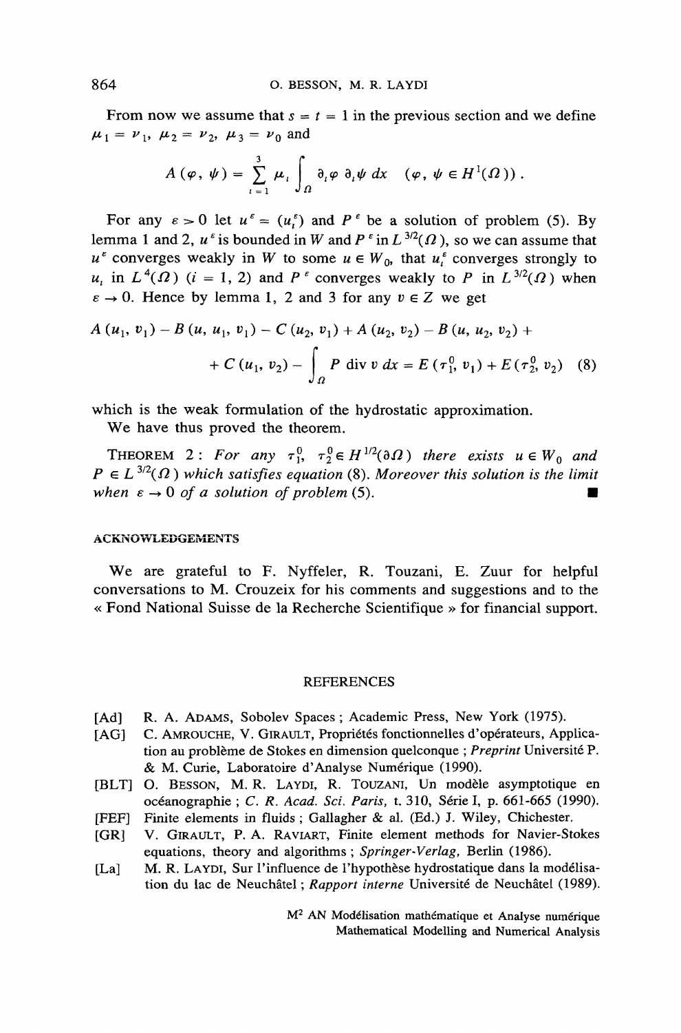From now we assume that $s = t = 1$ in the previous section and we define $\mu_1 = \nu_1$, $\mu_2 = \nu_2$, $\mu_3 = \nu_0$ and

$$A(\varphi, \psi) = \sum_{i=1}^{3} \mu_i \int_\Omega \partial_i \varphi \, \partial_i \psi \, dx \quad (\varphi, \psi \in H^1(\Omega)).$$

For any $\varepsilon > 0$ let $u^\varepsilon = (u_i^\varepsilon)$ and $P^\varepsilon$ be a solution of problem (5). By lemma 1 and 2, $u^\varepsilon$ is bounded in $W$ and $P^\varepsilon$ in $L^{3/2}(\Omega)$, so we can assume that $u^\varepsilon$ converges weakly in $W$ to some $u \in W_0$, that $u_i^\varepsilon$ converges strongly to $u_i$ in $L^4(\Omega)$ $(i = 1, 2)$ and $P^\varepsilon$ converges weakly to $P$ in $L^{3/2}(\Omega)$ when $\varepsilon \to 0$. Hence by lemma 1, 2 and 3 for any $v \in Z$ we get

$$A(u_1, v_1) - B(u, u_1, v_1) - C(u_2, v_1) + A(u_2, v_2) - B(u, u_2, v_2) + \\ + C(u_1, v_2) - \int_\Omega P \operatorname{div} v \, dx = E(\tau_1^0, v_1) + E(\tau_2^0, v_2) \quad (8)$$

which is the weak formulation of the hydrostatic approximation.

We have thus proved the theorem.

THEOREM 2: *For any $\tau_1^0$, $\tau_2^0 \in H^{1/2}(\partial\Omega)$ there exists $u \in W_0$ and $P \in L^{3/2}(\Omega)$ which satisfies equation* (8). *Moreover this solution is the limit when $\varepsilon \to 0$ of a solution of problem* (5). ∎

## ACKNOWLEDGEMENTS

We are grateful to F. Nyffeler, R. Touzani, E. Zuur for helpful conversations to M. Crouzeix for his comments and suggestions and to the « Fond National Suisse de la Recherche Scientifique » for financial support.

## REFERENCES

[Ad] R. A. ADAMS, Sobolev Spaces ; Academic Press, New York (1975).

[AG] C. AMROUCHE, V. GIRAULT, Propriétés fonctionnelles d'opérateurs, Application au problème de Stokes en dimension quelconque ; *Preprint* Université P. & M. Curie, Laboratoire d'Analyse Numérique (1990).

[BLT] O. BESSON, M. R. LAYDI, R. TOUZANI, Un modèle asymptotique en océanographie ; *C. R. Acad. Sci. Paris*, t. 310, Série I, p. 661-665 (1990).

[FEF] Finite elements in fluids ; Gallagher & al. (Ed.) J. Wiley, Chichester.

[GR] V. GIRAULT, P. A. RAVIART, Finite element methods for Navier-Stokes equations, theory and algorithms ; *Springer-Verlag*, Berlin (1986).

[La] M. R. LAYDI, Sur l'influence de l'hypothèse hydrostatique dans la modélisation du lac de Neuchâtel ; *Rapport interne* Université de Neuchâtel (1989).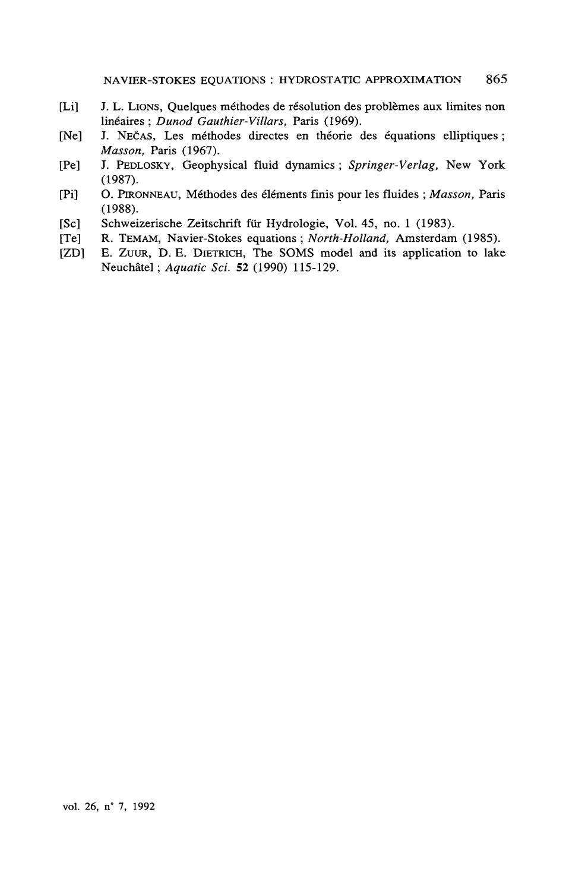[Li] J. L. LIONS, Quelques méthodes de résolution des problèmes aux limites non linéaires ; *Dunod Gauthier-Villars*, Paris (1969).

[Ne] J. NEČAS, Les méthodes directes en théorie des équations elliptiques ; *Masson*, Paris (1967).

[Pe] J. PEDLOSKY, Geophysical fluid dynamics ; *Springer-Verlag*, New York (1987).

[Pi] O. PIRONNEAU, Méthodes des éléments finis pour les fluides ; *Masson*, Paris (1988).

[Sc] Schweizerische Zeitschrift für Hydrologie, Vol. 45, no. 1 (1983).

[Te] R. TEMAM, Navier-Stokes equations ; *North-Holland*, Amsterdam (1985).

[ZD] E. ZUUR, D. E. DIETRICH, The SOMS model and its application to lake Neuchâtel ; *Aquatic Sci.* **52** (1990) 115-129.